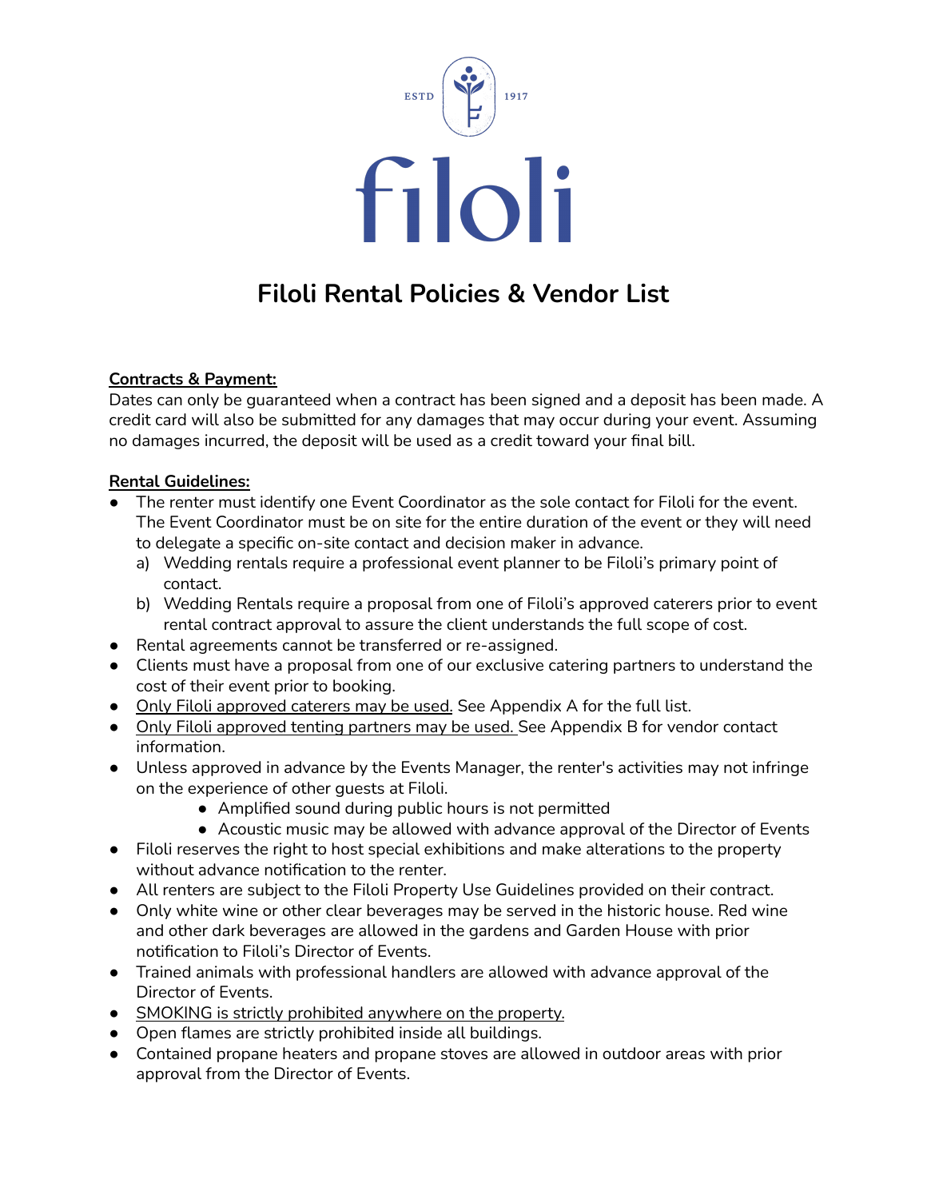ESTD 1917

# filoli

# Filoli Rental Policies & Vendor List

**Contracts & Payment:**

Dates can only be guaranteed when a contract has been signed and a deposit has been made. A credit card will also be submitted for any damages that may occur during your event. Assuming no damages incurred, the deposit will be used as a credit toward your final bill.

**Rental Guidelines:**

- The renter must identify one Event Coordinator as the sole contact for Filoli for the event. The Event Coordinator must be on site for the entire duration of the event or they will need to delegate a specific on-site contact and decision maker in advance.
  a) Wedding rentals require a professional event planner to be Filoli's primary point of contact.
  b) Wedding Rentals require a proposal from one of Filoli's approved caterers prior to event rental contract approval to assure the client understands the full scope of cost.
- Rental agreements cannot be transferred or re-assigned.
- Clients must have a proposal from one of our exclusive catering partners to understand the cost of their event prior to booking.
- Only Filoli approved caterers may be used. See Appendix A for the full list.
- Only Filoli approved tenting partners may be used. See Appendix B for vendor contact information.
- Unless approved in advance by the Events Manager, the renter's activities may not infringe on the experience of other guests at Filoli.
  - Amplified sound during public hours is not permitted
  - Acoustic music may be allowed with advance approval of the Director of Events
- Filoli reserves the right to host special exhibitions and make alterations to the property without advance notification to the renter.
- All renters are subject to the Filoli Property Use Guidelines provided on their contract.
- Only white wine or other clear beverages may be served in the historic house. Red wine and other dark beverages are allowed in the gardens and Garden House with prior notification to Filoli's Director of Events.
- Trained animals with professional handlers are allowed with advance approval of the Director of Events.
- SMOKING is strictly prohibited anywhere on the property.
- Open flames are strictly prohibited inside all buildings.
- Contained propane heaters and propane stoves are allowed in outdoor areas with prior approval from the Director of Events.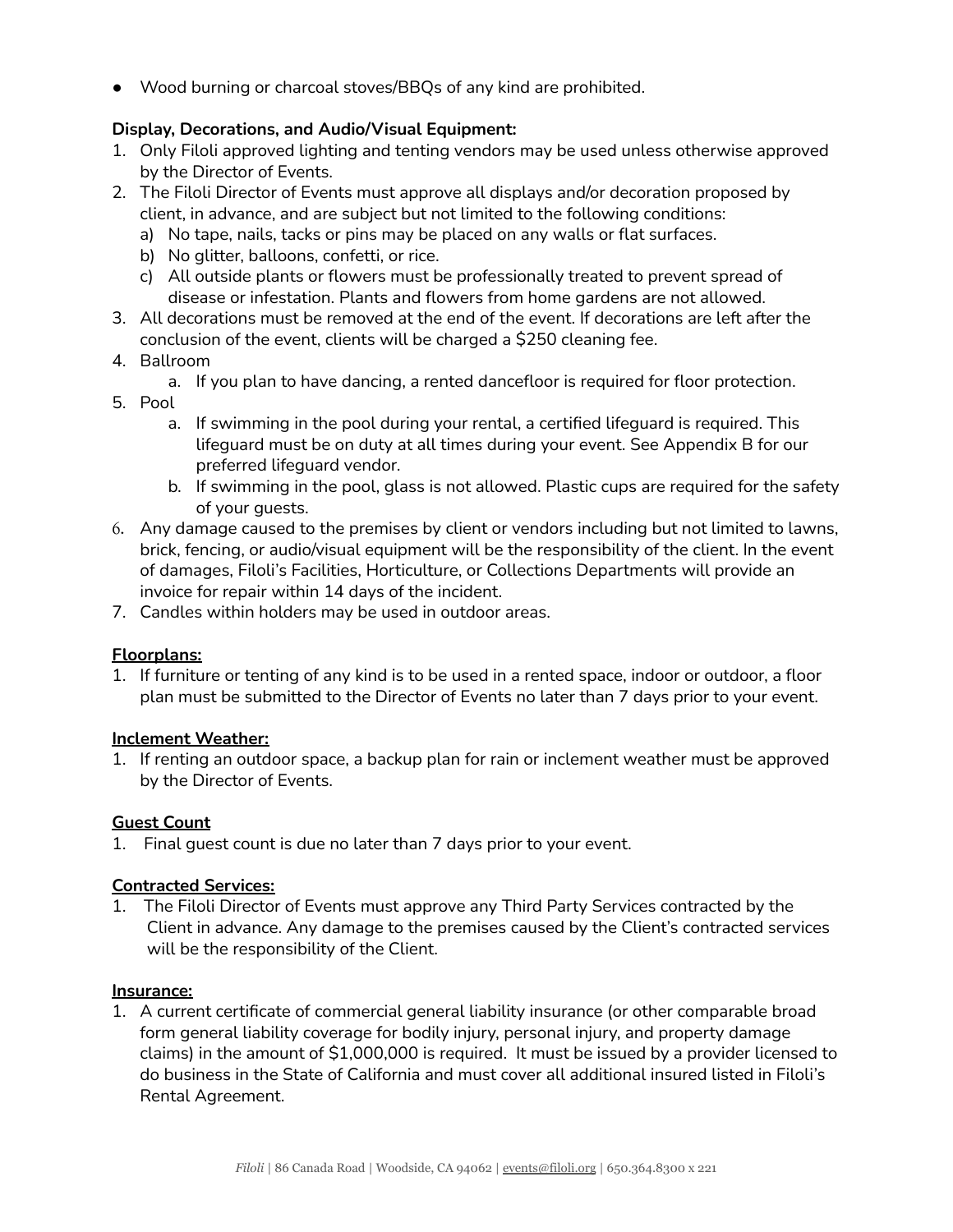- Wood burning or charcoal stoves/BBQs of any kind are prohibited.

**Display, Decorations, and Audio/Visual Equipment:**

1. Only Filoli approved lighting and tenting vendors may be used unless otherwise approved by the Director of Events.
2. The Filoli Director of Events must approve all displays and/or decoration proposed by client, in advance, and are subject but not limited to the following conditions:
   a) No tape, nails, tacks or pins may be placed on any walls or flat surfaces.
   b) No glitter, balloons, confetti, or rice.
   c) All outside plants or flowers must be professionally treated to prevent spread of disease or infestation. Plants and flowers from home gardens are not allowed.
3. All decorations must be removed at the end of the event. If decorations are left after the conclusion of the event, clients will be charged a $250 cleaning fee.
4. Ballroom
   a. If you plan to have dancing, a rented dancefloor is required for floor protection.
5. Pool
   a. If swimming in the pool during your rental, a certified lifeguard is required. This lifeguard must be on duty at all times during your event. See Appendix B for our preferred lifeguard vendor.
   b. If swimming in the pool, glass is not allowed. Plastic cups are required for the safety of your guests.
6. Any damage caused to the premises by client or vendors including but not limited to lawns, brick, fencing, or audio/visual equipment will be the responsibility of the client. In the event of damages, Filoli's Facilities, Horticulture, or Collections Departments will provide an invoice for repair within 14 days of the incident.
7. Candles within holders may be used in outdoor areas.

**Floorplans:**

1. If furniture or tenting of any kind is to be used in a rented space, indoor or outdoor, a floor plan must be submitted to the Director of Events no later than 7 days prior to your event.

**Inclement Weather:**

1. If renting an outdoor space, a backup plan for rain or inclement weather must be approved by the Director of Events.

**Guest Count**

1. Final guest count is due no later than 7 days prior to your event.

**Contracted Services:**

1. The Filoli Director of Events must approve any Third Party Services contracted by the Client in advance. Any damage to the premises caused by the Client's contracted services will be the responsibility of the Client.

**Insurance:**

1. A current certificate of commercial general liability insurance (or other comparable broad form general liability coverage for bodily injury, personal injury, and property damage claims) in the amount of $1,000,000 is required. It must be issued by a provider licensed to do business in the State of California and must cover all additional insured listed in Filoli's Rental Agreement.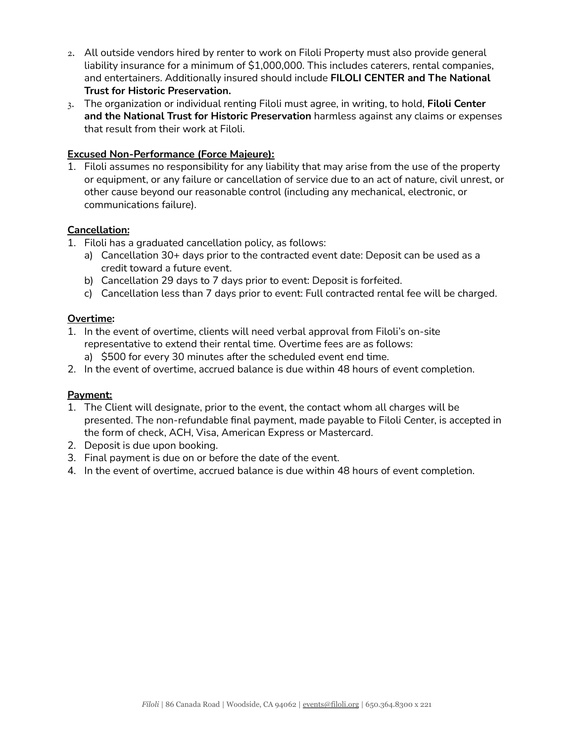2. All outside vendors hired by renter to work on Filoli Property must also provide general liability insurance for a minimum of $1,000,000. This includes caterers, rental companies, and entertainers. Additionally insured should include **FILOLI CENTER and The National Trust for Historic Preservation.**
3. The organization or individual renting Filoli must agree, in writing, to hold, **Filoli Center and the National Trust for Historic Preservation** harmless against any claims or expenses that result from their work at Filoli.

**Excused Non-Performance (Force Majeure):**

1. Filoli assumes no responsibility for any liability that may arise from the use of the property or equipment, or any failure or cancellation of service due to an act of nature, civil unrest, or other cause beyond our reasonable control (including any mechanical, electronic, or communications failure).

**Cancellation:**

1. Filoli has a graduated cancellation policy, as follows:
   a) Cancellation 30+ days prior to the contracted event date: Deposit can be used as a credit toward a future event.
   b) Cancellation 29 days to 7 days prior to event: Deposit is forfeited.
   c) Cancellation less than 7 days prior to event: Full contracted rental fee will be charged.

**Overtime:**

1. In the event of overtime, clients will need verbal approval from Filoli's on-site representative to extend their rental time. Overtime fees are as follows:
   a) $500 for every 30 minutes after the scheduled event end time.
2. In the event of overtime, accrued balance is due within 48 hours of event completion.

**Payment:**

1. The Client will designate, prior to the event, the contact whom all charges will be presented. The non-refundable final payment, made payable to Filoli Center, is accepted in the form of check, ACH, Visa, American Express or Mastercard.
2. Deposit is due upon booking.
3. Final payment is due on or before the date of the event.
4. In the event of overtime, accrued balance is due within 48 hours of event completion.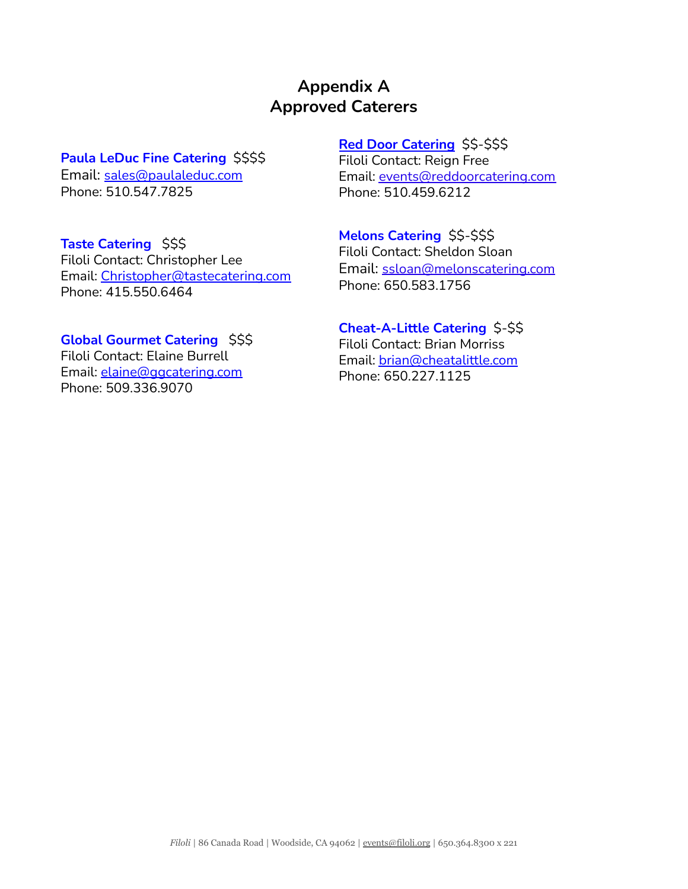# Appendix A
# Approved Caterers

**Paula LeDuc Fine Catering** $$$$
Email: sales@paulaleduc.com
Phone: 510.547.7825

**Taste Catering** $$$
Filoli Contact: Christopher Lee
Email: Christopher@tastecatering.com
Phone: 415.550.6464

**Global Gourmet Catering** $$$
Filoli Contact: Elaine Burrell
Email: elaine@ggcatering.com
Phone: 509.336.9070

**Red Door Catering** $$-$$$
Filoli Contact: Reign Free
Email: events@reddoorcatering.com
Phone: 510.459.6212

**Melons Catering** $$-$$$
Filoli Contact: Sheldon Sloan
Email: ssloan@melonscatering.com
Phone: 650.583.1756

**Cheat-A-Little Catering** $-$$
Filoli Contact: Brian Morriss
Email: brian@cheatalittle.com
Phone: 650.227.1125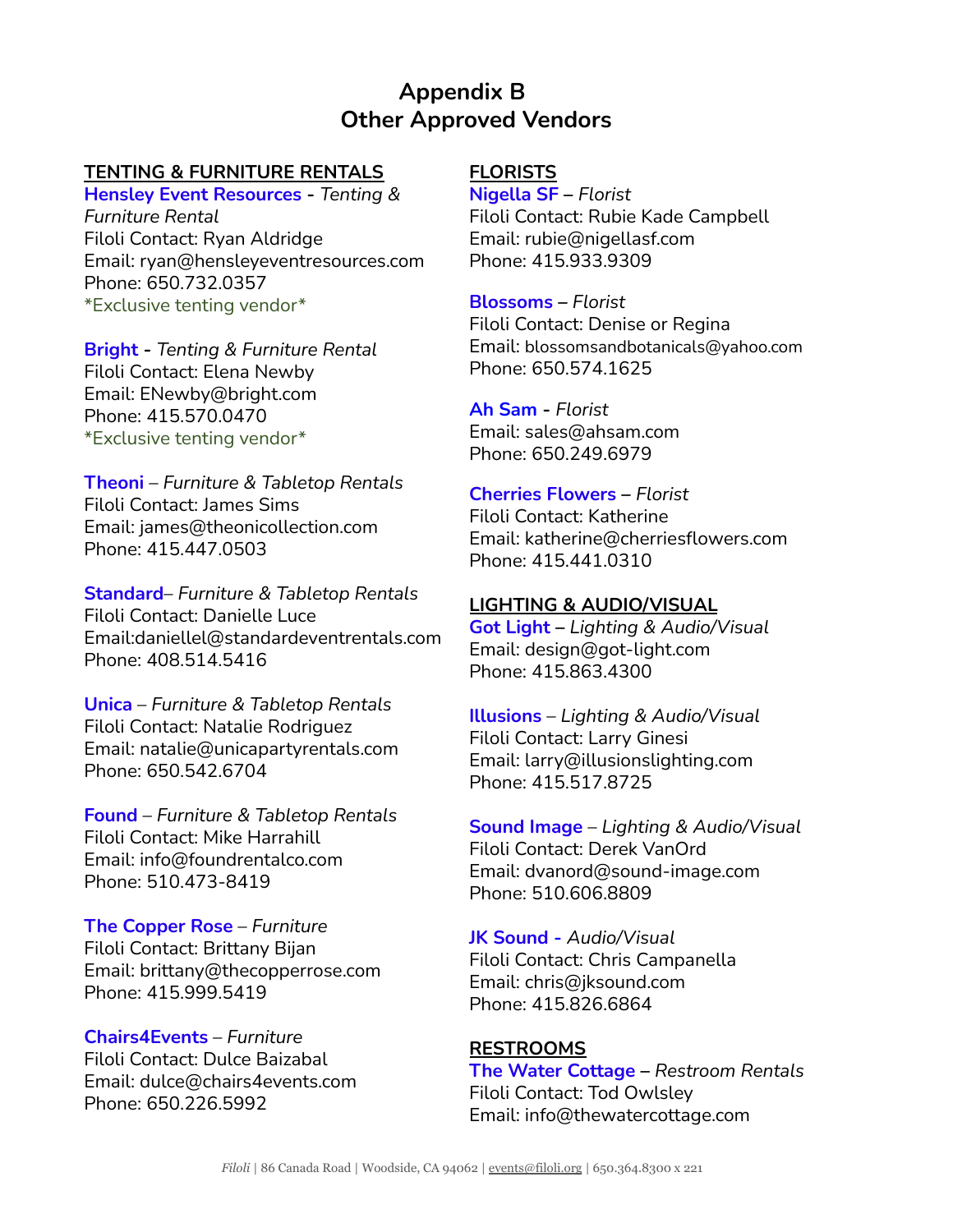# Appendix B
# Other Approved Vendors

## TENTING & FURNITURE RENTALS

**Hensley Event Resources** - *Tenting & Furniture Rental*
Filoli Contact: Ryan Aldridge
Email: ryan@hensleyeventresources.com
Phone: 650.732.0357
*Exclusive tenting vendor*

**Bright** - *Tenting & Furniture Rental*
Filoli Contact: Elena Newby
Email: ENewby@bright.com
Phone: 415.570.0470
*Exclusive tenting vendor*

**Theoni** – *Furniture & Tabletop Rentals*
Filoli Contact: James Sims
Email: james@theonicollection.com
Phone: 415.447.0503

**Standard**– *Furniture & Tabletop Rentals*
Filoli Contact: Danielle Luce
Email:daniellel@standardeventrentals.com
Phone: 408.514.5416

**Unica** – *Furniture & Tabletop Rentals*
Filoli Contact: Natalie Rodriguez
Email: natalie@unicapartyrentals.com
Phone: 650.542.6704

**Found** – *Furniture & Tabletop Rentals*
Filoli Contact: Mike Harrahill
Email: info@foundrentalco.com
Phone: 510.473-8419

**The Copper Rose** – *Furniture*
Filoli Contact: Brittany Bijan
Email: brittany@thecopperrose.com
Phone: 415.999.5419

**Chairs4Events** – *Furniture*
Filoli Contact: Dulce Baizabal
Email: dulce@chairs4events.com
Phone: 650.226.5992

## FLORISTS

**Nigella SF** – *Florist*
Filoli Contact: Rubie Kade Campbell
Email: rubie@nigellasf.com
Phone: 415.933.9309

**Blossoms** – *Florist*
Filoli Contact: Denise or Regina
Email: blossomsandbotanicals@yahoo.com
Phone: 650.574.1625

**Ah Sam** - *Florist*
Email: sales@ahsam.com
Phone: 650.249.6979

**Cherries Flowers** – *Florist*
Filoli Contact: Katherine
Email: katherine@cherriesflowers.com
Phone: 415.441.0310

## LIGHTING & AUDIO/VISUAL

**Got Light** – *Lighting & Audio/Visual*
Email: design@got-light.com
Phone: 415.863.4300

**Illusions** – *Lighting & Audio/Visual*
Filoli Contact: Larry Ginesi
Email: larry@illusionslighting.com
Phone: 415.517.8725

**Sound Image** – *Lighting & Audio/Visual*
Filoli Contact: Derek VanOrd
Email: dvanord@sound-image.com
Phone: 510.606.8809

**JK Sound** - *Audio/Visual*
Filoli Contact: Chris Campanella
Email: chris@jksound.com
Phone: 415.826.6864

## RESTROOMS

**The Water Cottage** – *Restroom Rentals*
Filoli Contact: Tod Owlsley
Email: info@thewatercottage.com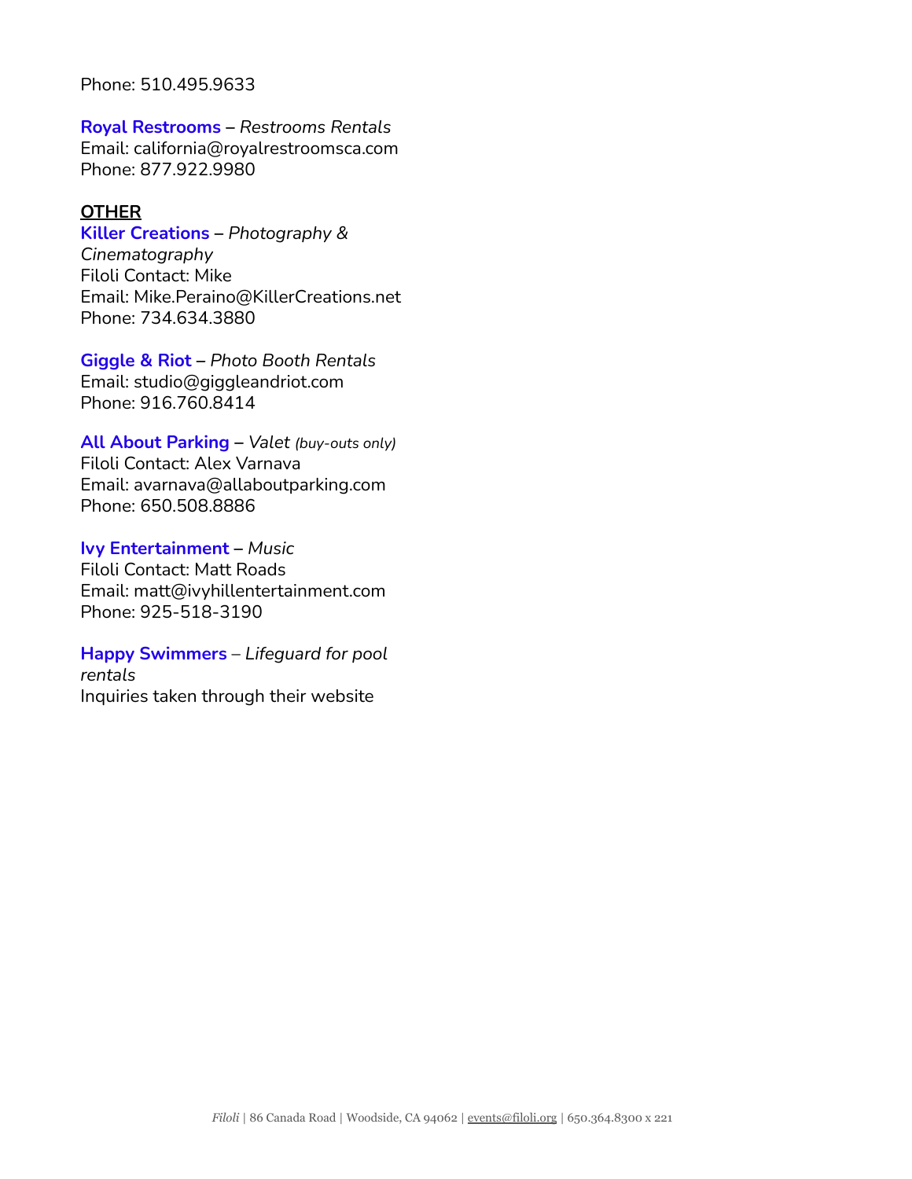Phone: 510.495.9633

**Royal Restrooms** – *Restrooms Rentals*
Email: california@royalrestroomsca.com
Phone: 877.922.9980

**OTHER**

**Killer Creations** – *Photography & Cinematography*
Filoli Contact: Mike
Email: Mike.Peraino@KillerCreations.net
Phone: 734.634.3880

**Giggle & Riot** – *Photo Booth Rentals*
Email: studio@giggleandriot.com
Phone: 916.760.8414

**All About Parking** – *Valet (buy-outs only)*
Filoli Contact: Alex Varnava
Email: avarnava@allaboutparking.com
Phone: 650.508.8886

**Ivy Entertainment** – *Music*
Filoli Contact: Matt Roads
Email: matt@ivyhillentertainment.com
Phone: 925-518-3190

**Happy Swimmers** – *Lifeguard for pool rentals*
Inquiries taken through their website